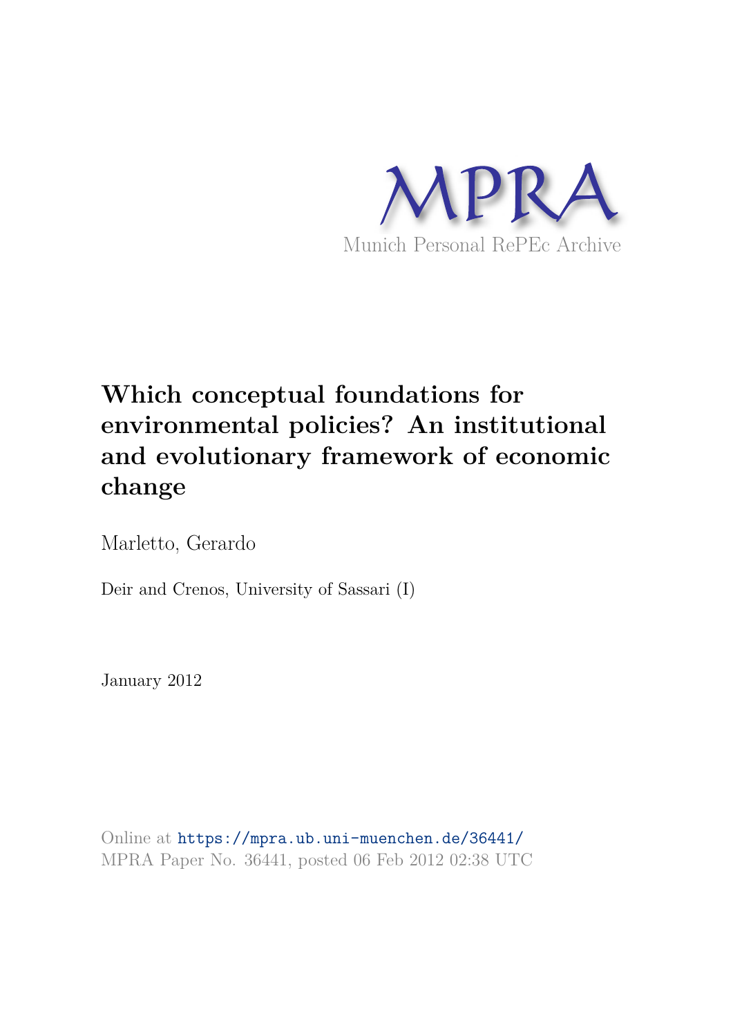MPRA

Munich Personal RePEc Archive

# Which conceptual foundations for environmental policies? An institutional and evolutionary framework of economic change

Marletto, Gerardo

Deir and Crenos, University of Sassari (I)

January 2012

Online at https://mpra.ub.uni-muenchen.de/36441/
MPRA Paper No. 36441, posted 06 Feb 2012 02:38 UTC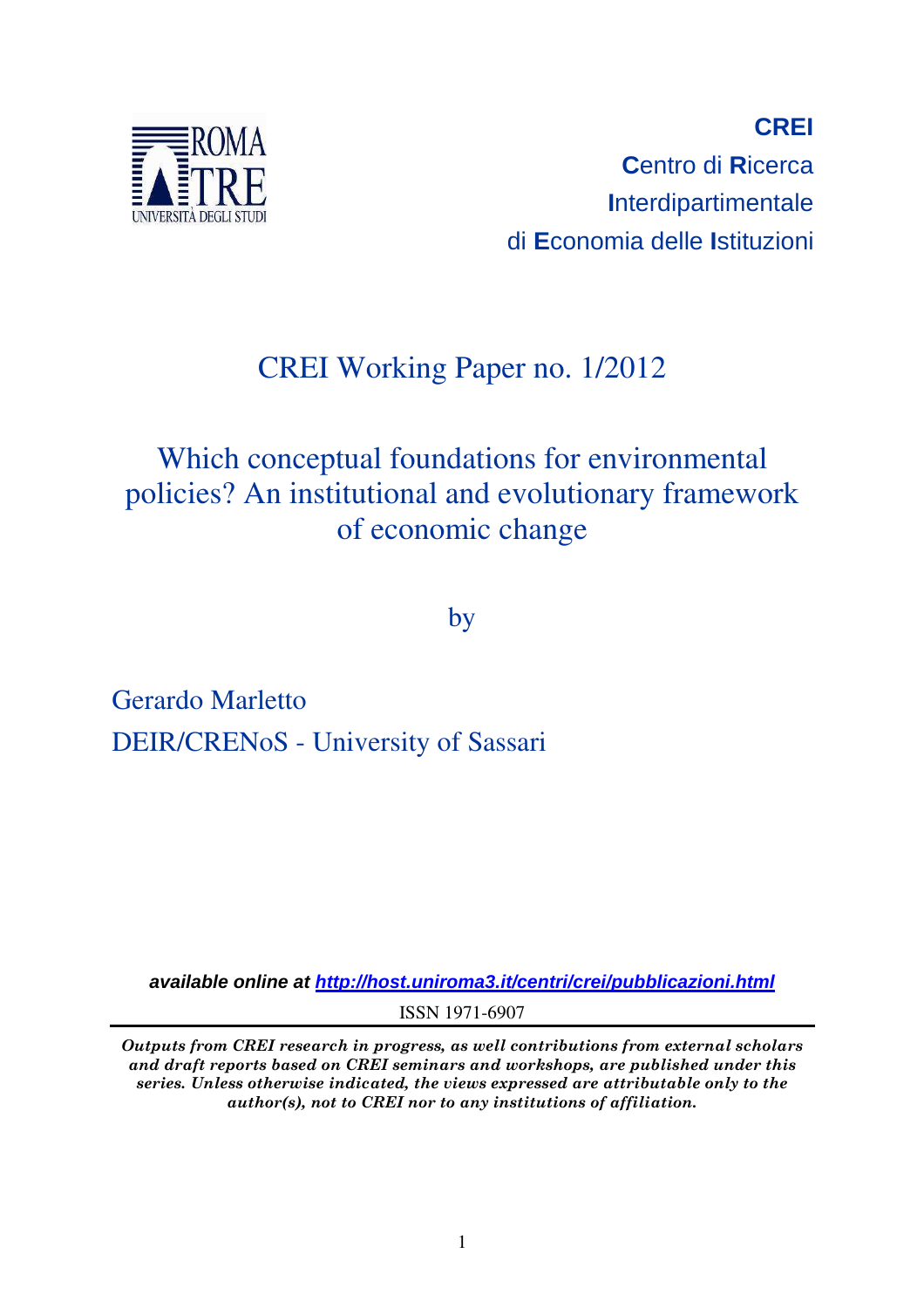**CREI**

**C**entro di **R**icerca

**I**nterdipartimentale

di **E**conomia delle **I**stituzioni

CREI Working Paper no. 1/2012

# Which conceptual foundations for environmental policies? An institutional and evolutionary framework of economic change

by

Gerardo Marletto

DEIR/CRENoS - University of Sassari

***available online at [http://host.uniroma3.it/centri/crei/pubblicazioni.html](http://host.uniroma3.it/centri/crei/pubblicazioni.html)***

ISSN 1971-6907

***Outputs from CREI research in progress, as well contributions from external scholars and draft reports based on CREI seminars and workshops, are published under this series. Unless otherwise indicated, the views expressed are attributable only to the author(s), not to CREI nor to any institutions of affiliation.***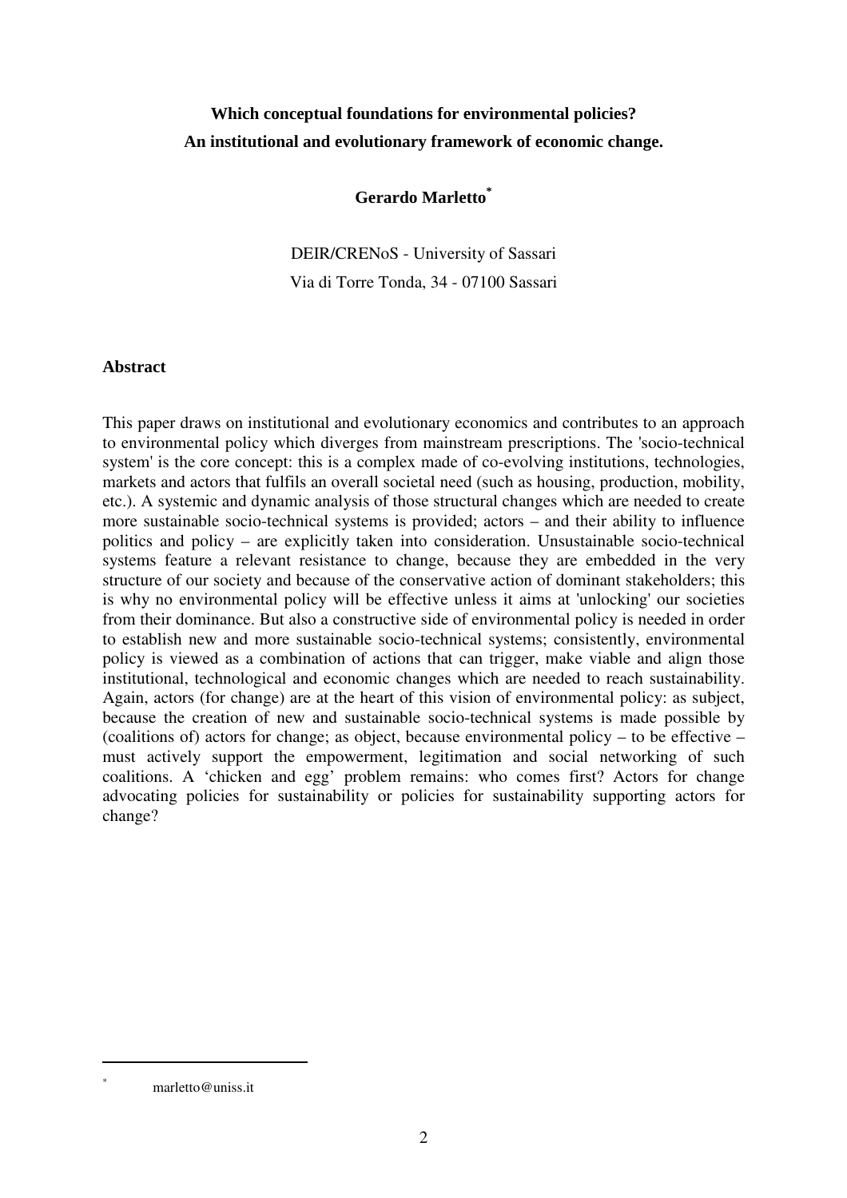**Which conceptual foundations for environmental policies?**
**An institutional and evolutionary framework of economic change.**

**Gerardo Marletto**[*]

DEIR/CRENoS - University of Sassari
Via di Torre Tonda, 34 - 07100 Sassari

## Abstract

This paper draws on institutional and evolutionary economics and contributes to an approach to environmental policy which diverges from mainstream prescriptions. The 'socio-technical system' is the core concept: this is a complex made of co-evolving institutions, technologies, markets and actors that fulfils an overall societal need (such as housing, production, mobility, etc.). A systemic and dynamic analysis of those structural changes which are needed to create more sustainable socio-technical systems is provided; actors – and their ability to influence politics and policy – are explicitly taken into consideration. Unsustainable socio-technical systems feature a relevant resistance to change, because they are embedded in the very structure of our society and because of the conservative action of dominant stakeholders; this is why no environmental policy will be effective unless it aims at 'unlocking' our societies from their dominance. But also a constructive side of environmental policy is needed in order to establish new and more sustainable socio-technical systems; consistently, environmental policy is viewed as a combination of actions that can trigger, make viable and align those institutional, technological and economic changes which are needed to reach sustainability. Again, actors (for change) are at the heart of this vision of environmental policy: as subject, because the creation of new and sustainable socio-technical systems is made possible by (coalitions of) actors for change; as object, because environmental policy – to be effective – must actively support the empowerment, legitimation and social networking of such coalitions. A 'chicken and egg' problem remains: who comes first? Actors for change advocating policies for sustainability or policies for sustainability supporting actors for change?

[*] marletto@uniss.it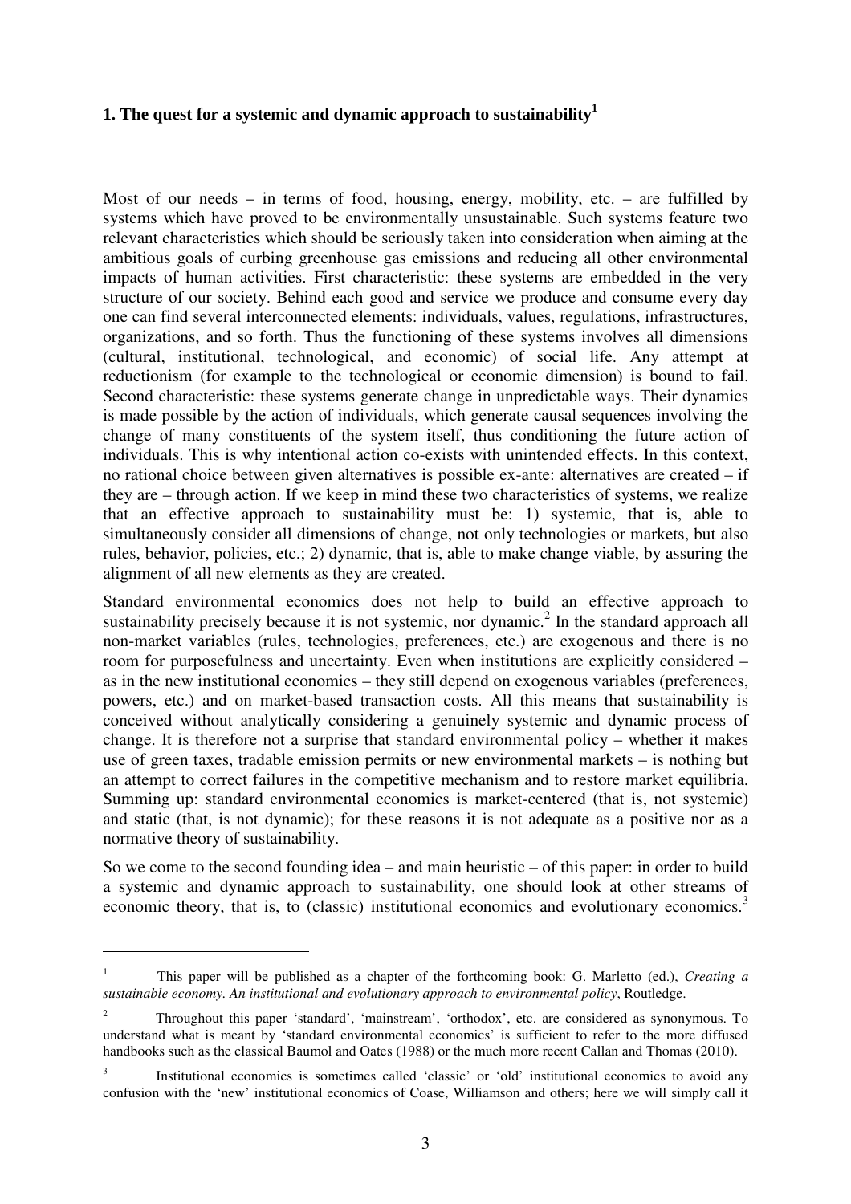## 1. The quest for a systemic and dynamic approach to sustainability[1]

Most of our needs – in terms of food, housing, energy, mobility, etc. – are fulfilled by systems which have proved to be environmentally unsustainable. Such systems feature two relevant characteristics which should be seriously taken into consideration when aiming at the ambitious goals of curbing greenhouse gas emissions and reducing all other environmental impacts of human activities. First characteristic: these systems are embedded in the very structure of our society. Behind each good and service we produce and consume every day one can find several interconnected elements: individuals, values, regulations, infrastructures, organizations, and so forth. Thus the functioning of these systems involves all dimensions (cultural, institutional, technological, and economic) of social life. Any attempt at reductionism (for example to the technological or economic dimension) is bound to fail. Second characteristic: these systems generate change in unpredictable ways. Their dynamics is made possible by the action of individuals, which generate causal sequences involving the change of many constituents of the system itself, thus conditioning the future action of individuals. This is why intentional action co-exists with unintended effects. In this context, no rational choice between given alternatives is possible ex-ante: alternatives are created – if they are – through action. If we keep in mind these two characteristics of systems, we realize that an effective approach to sustainability must be: 1) systemic, that is, able to simultaneously consider all dimensions of change, not only technologies or markets, but also rules, behavior, policies, etc.; 2) dynamic, that is, able to make change viable, by assuring the alignment of all new elements as they are created.

Standard environmental economics does not help to build an effective approach to sustainability precisely because it is not systemic, nor dynamic.[2] In the standard approach all non-market variables (rules, technologies, preferences, etc.) are exogenous and there is no room for purposefulness and uncertainty. Even when institutions are explicitly considered – as in the new institutional economics – they still depend on exogenous variables (preferences, powers, etc.) and on market-based transaction costs. All this means that sustainability is conceived without analytically considering a genuinely systemic and dynamic process of change. It is therefore not a surprise that standard environmental policy – whether it makes use of green taxes, tradable emission permits or new environmental markets – is nothing but an attempt to correct failures in the competitive mechanism and to restore market equilibria. Summing up: standard environmental economics is market-centered (that is, not systemic) and static (that, is not dynamic); for these reasons it is not adequate as a positive nor as a normative theory of sustainability.

So we come to the second founding idea – and main heuristic – of this paper: in order to build a systemic and dynamic approach to sustainability, one should look at other streams of economic theory, that is, to (classic) institutional economics and evolutionary economics.[3]

---

[1] This paper will be published as a chapter of the forthcoming book: G. Marletto (ed.), *Creating a sustainable economy. An institutional and evolutionary approach to environmental policy*, Routledge.

[2] Throughout this paper 'standard', 'mainstream', 'orthodox', etc. are considered as synonymous. To understand what is meant by 'standard environmental economics' is sufficient to refer to the more diffused handbooks such as the classical Baumol and Oates (1988) or the much more recent Callan and Thomas (2010).

[3] Institutional economics is sometimes called 'classic' or 'old' institutional economics to avoid any confusion with the 'new' institutional economics of Coase, Williamson and others; here we will simply call it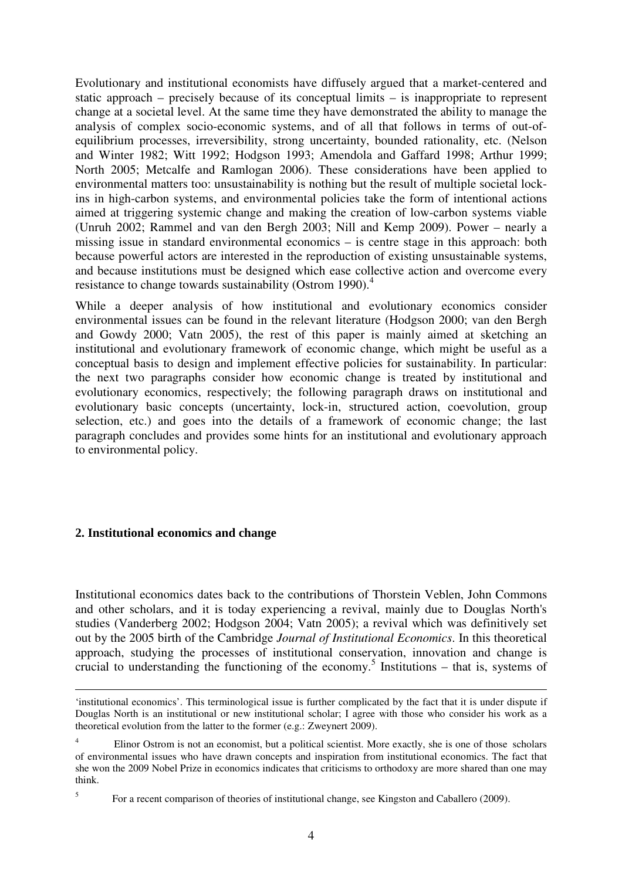Evolutionary and institutional economists have diffusely argued that a market-centered and static approach – precisely because of its conceptual limits – is inappropriate to represent change at a societal level. At the same time they have demonstrated the ability to manage the analysis of complex socio-economic systems, and of all that follows in terms of out-of-equilibrium processes, irreversibility, strong uncertainty, bounded rationality, etc. (Nelson and Winter 1982; Witt 1992; Hodgson 1993; Amendola and Gaffard 1998; Arthur 1999; North 2005; Metcalfe and Ramlogan 2006). These considerations have been applied to environmental matters too: unsustainability is nothing but the result of multiple societal lock-ins in high-carbon systems, and environmental policies take the form of intentional actions aimed at triggering systemic change and making the creation of low-carbon systems viable (Unruh 2002; Rammel and van den Bergh 2003; Nill and Kemp 2009). Power – nearly a missing issue in standard environmental economics – is centre stage in this approach: both because powerful actors are interested in the reproduction of existing unsustainable systems, and because institutions must be designed which ease collective action and overcome every resistance to change towards sustainability (Ostrom 1990).[4]

While a deeper analysis of how institutional and evolutionary economics consider environmental issues can be found in the relevant literature (Hodgson 2000; van den Bergh and Gowdy 2000; Vatn 2005), the rest of this paper is mainly aimed at sketching an institutional and evolutionary framework of economic change, which might be useful as a conceptual basis to design and implement effective policies for sustainability. In particular: the next two paragraphs consider how economic change is treated by institutional and evolutionary economics, respectively; the following paragraph draws on institutional and evolutionary basic concepts (uncertainty, lock-in, structured action, coevolution, group selection, etc.) and goes into the details of a framework of economic change; the last paragraph concludes and provides some hints for an institutional and evolutionary approach to environmental policy.

## 2. Institutional economics and change

Institutional economics dates back to the contributions of Thorstein Veblen, John Commons and other scholars, and it is today experiencing a revival, mainly due to Douglas North's studies (Vanderberg 2002; Hodgson 2004; Vatn 2005); a revival which was definitively set out by the 2005 birth of the Cambridge *Journal of Institutional Economics*. In this theoretical approach, studying the processes of institutional conservation, innovation and change is crucial to understanding the functioning of the economy.[5] Institutions – that is, systems of

---

'institutional economics'. This terminological issue is further complicated by the fact that it is under dispute if Douglas North is an institutional or new institutional scholar; I agree with those who consider his work as a theoretical evolution from the latter to the former (e.g.: Zweynert 2009).

[4] Elinor Ostrom is not an economist, but a political scientist. More exactly, she is one of those scholars of environmental issues who have drawn concepts and inspiration from institutional economics. The fact that she won the 2009 Nobel Prize in economics indicates that criticisms to orthodoxy are more shared than one may think.

[5] For a recent comparison of theories of institutional change, see Kingston and Caballero (2009).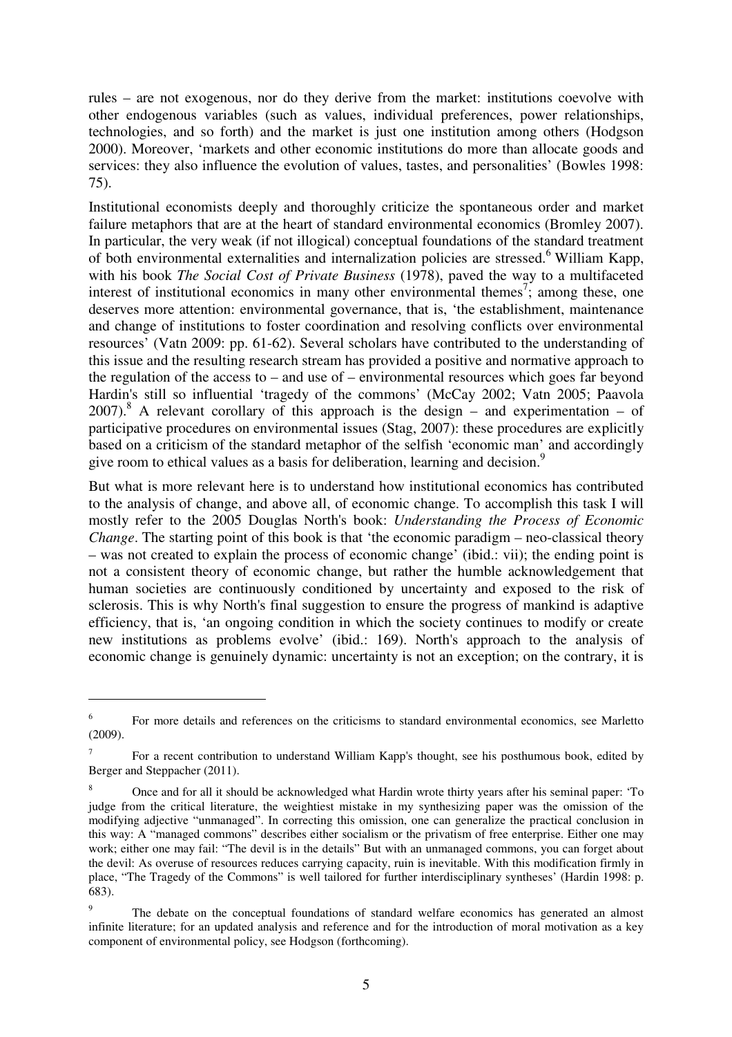rules – are not exogenous, nor do they derive from the market: institutions coevolve with other endogenous variables (such as values, individual preferences, power relationships, technologies, and so forth) and the market is just one institution among others (Hodgson 2000). Moreover, 'markets and other economic institutions do more than allocate goods and services: they also influence the evolution of values, tastes, and personalities' (Bowles 1998: 75).

Institutional economists deeply and thoroughly criticize the spontaneous order and market failure metaphors that are at the heart of standard environmental economics (Bromley 2007). In particular, the very weak (if not illogical) conceptual foundations of the standard treatment of both environmental externalities and internalization policies are stressed.[6] William Kapp, with his book *The Social Cost of Private Business* (1978), paved the way to a multifaceted interest of institutional economics in many other environmental themes[7]; among these, one deserves more attention: environmental governance, that is, 'the establishment, maintenance and change of institutions to foster coordination and resolving conflicts over environmental resources' (Vatn 2009: pp. 61-62). Several scholars have contributed to the understanding of this issue and the resulting research stream has provided a positive and normative approach to the regulation of the access to – and use of – environmental resources which goes far beyond Hardin's still so influential 'tragedy of the commons' (McCay 2002; Vatn 2005; Paavola 2007).[8] A relevant corollary of this approach is the design – and experimentation – of participative procedures on environmental issues (Stag, 2007): these procedures are explicitly based on a criticism of the standard metaphor of the selfish 'economic man' and accordingly give room to ethical values as a basis for deliberation, learning and decision.[9]

But what is more relevant here is to understand how institutional economics has contributed to the analysis of change, and above all, of economic change. To accomplish this task I will mostly refer to the 2005 Douglas North's book: *Understanding the Process of Economic Change*. The starting point of this book is that 'the economic paradigm – neo-classical theory – was not created to explain the process of economic change' (ibid.: vii); the ending point is not a consistent theory of economic change, but rather the humble acknowledgement that human societies are continuously conditioned by uncertainty and exposed to the risk of sclerosis. This is why North's final suggestion to ensure the progress of mankind is adaptive efficiency, that is, 'an ongoing condition in which the society continues to modify or create new institutions as problems evolve' (ibid.: 169). North's approach to the analysis of economic change is genuinely dynamic: uncertainty is not an exception; on the contrary, it is

---

[6] For more details and references on the criticisms to standard environmental economics, see Marletto (2009).

[7] For a recent contribution to understand William Kapp's thought, see his posthumous book, edited by Berger and Steppacher (2011).

[8] Once and for all it should be acknowledged what Hardin wrote thirty years after his seminal paper: 'To judge from the critical literature, the weightiest mistake in my synthesizing paper was the omission of the modifying adjective "unmanaged". In correcting this omission, one can generalize the practical conclusion in this way: A "managed commons" describes either socialism or the privatism of free enterprise. Either one may work; either one may fail: "The devil is in the details" But with an unmanaged commons, you can forget about the devil: As overuse of resources reduces carrying capacity, ruin is inevitable. With this modification firmly in place, "The Tragedy of the Commons" is well tailored for further interdisciplinary syntheses' (Hardin 1998: p. 683).

[9] The debate on the conceptual foundations of standard welfare economics has generated an almost infinite literature; for an updated analysis and reference and for the introduction of moral motivation as a key component of environmental policy, see Hodgson (forthcoming).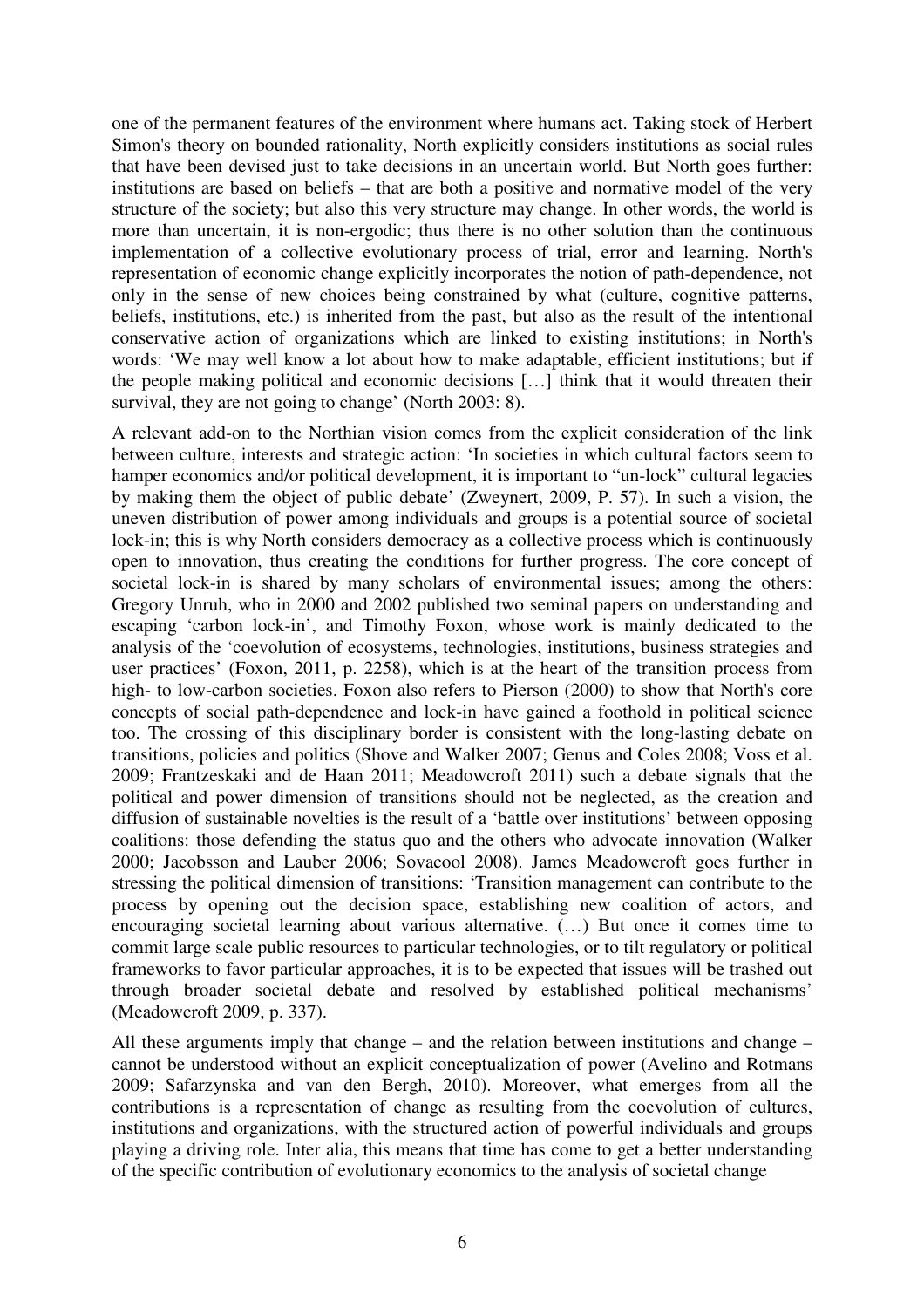one of the permanent features of the environment where humans act. Taking stock of Herbert Simon's theory on bounded rationality, North explicitly considers institutions as social rules that have been devised just to take decisions in an uncertain world. But North goes further: institutions are based on beliefs – that are both a positive and normative model of the very structure of the society; but also this very structure may change. In other words, the world is more than uncertain, it is non-ergodic; thus there is no other solution than the continuous implementation of a collective evolutionary process of trial, error and learning. North's representation of economic change explicitly incorporates the notion of path-dependence, not only in the sense of new choices being constrained by what (culture, cognitive patterns, beliefs, institutions, etc.) is inherited from the past, but also as the result of the intentional conservative action of organizations which are linked to existing institutions; in North's words: 'We may well know a lot about how to make adaptable, efficient institutions; but if the people making political and economic decisions […] think that it would threaten their survival, they are not going to change' (North 2003: 8).

A relevant add-on to the Northian vision comes from the explicit consideration of the link between culture, interests and strategic action: 'In societies in which cultural factors seem to hamper economics and/or political development, it is important to "un-lock" cultural legacies by making them the object of public debate' (Zweynert, 2009, P. 57). In such a vision, the uneven distribution of power among individuals and groups is a potential source of societal lock-in; this is why North considers democracy as a collective process which is continuously open to innovation, thus creating the conditions for further progress. The core concept of societal lock-in is shared by many scholars of environmental issues; among the others: Gregory Unruh, who in 2000 and 2002 published two seminal papers on understanding and escaping 'carbon lock-in', and Timothy Foxon, whose work is mainly dedicated to the analysis of the 'coevolution of ecosystems, technologies, institutions, business strategies and user practices' (Foxon, 2011, p. 2258), which is at the heart of the transition process from high- to low-carbon societies. Foxon also refers to Pierson (2000) to show that North's core concepts of social path-dependence and lock-in have gained a foothold in political science too. The crossing of this disciplinary border is consistent with the long-lasting debate on transitions, policies and politics (Shove and Walker 2007; Genus and Coles 2008; Voss et al. 2009; Frantzeskaki and de Haan 2011; Meadowcroft 2011) such a debate signals that the political and power dimension of transitions should not be neglected, as the creation and diffusion of sustainable novelties is the result of a 'battle over institutions' between opposing coalitions: those defending the status quo and the others who advocate innovation (Walker 2000; Jacobsson and Lauber 2006; Sovacool 2008). James Meadowcroft goes further in stressing the political dimension of transitions: 'Transition management can contribute to the process by opening out the decision space, establishing new coalition of actors, and encouraging societal learning about various alternative. (…) But once it comes time to commit large scale public resources to particular technologies, or to tilt regulatory or political frameworks to favor particular approaches, it is to be expected that issues will be trashed out through broader societal debate and resolved by established political mechanisms' (Meadowcroft 2009, p. 337).

All these arguments imply that change – and the relation between institutions and change – cannot be understood without an explicit conceptualization of power (Avelino and Rotmans 2009; Safarzynska and van den Bergh, 2010). Moreover, what emerges from all the contributions is a representation of change as resulting from the coevolution of cultures, institutions and organizations, with the structured action of powerful individuals and groups playing a driving role. Inter alia, this means that time has come to get a better understanding of the specific contribution of evolutionary economics to the analysis of societal change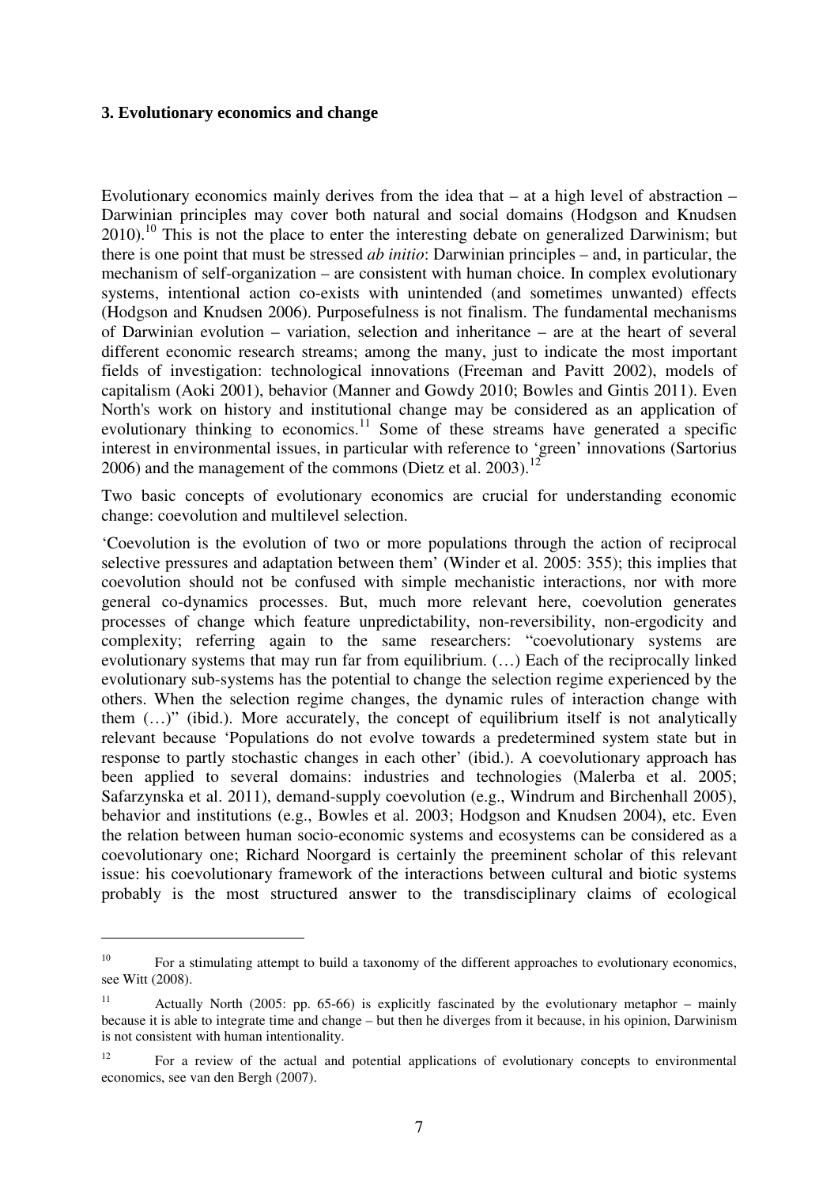### 3. Evolutionary economics and change

Evolutionary economics mainly derives from the idea that – at a high level of abstraction – Darwinian principles may cover both natural and social domains (Hodgson and Knudsen 2010).[10] This is not the place to enter the interesting debate on generalized Darwinism; but there is one point that must be stressed *ab initio*: Darwinian principles – and, in particular, the mechanism of self-organization – are consistent with human choice. In complex evolutionary systems, intentional action co-exists with unintended (and sometimes unwanted) effects (Hodgson and Knudsen 2006). Purposefulness is not finalism. The fundamental mechanisms of Darwinian evolution – variation, selection and inheritance – are at the heart of several different economic research streams; among the many, just to indicate the most important fields of investigation: technological innovations (Freeman and Pavitt 2002), models of capitalism (Aoki 2001), behavior (Manner and Gowdy 2010; Bowles and Gintis 2011). Even North's work on history and institutional change may be considered as an application of evolutionary thinking to economics.[11] Some of these streams have generated a specific interest in environmental issues, in particular with reference to 'green' innovations (Sartorius 2006) and the management of the commons (Dietz et al. 2003).[12]

Two basic concepts of evolutionary economics are crucial for understanding economic change: coevolution and multilevel selection.

'Coevolution is the evolution of two or more populations through the action of reciprocal selective pressures and adaptation between them' (Winder et al. 2005: 355); this implies that coevolution should not be confused with simple mechanistic interactions, nor with more general co-dynamics processes. But, much more relevant here, coevolution generates processes of change which feature unpredictability, non-reversibility, non-ergodicity and complexity; referring again to the same researchers: "coevolutionary systems are evolutionary systems that may run far from equilibrium. (…) Each of the reciprocally linked evolutionary sub-systems has the potential to change the selection regime experienced by the others. When the selection regime changes, the dynamic rules of interaction change with them (…)" (ibid.). More accurately, the concept of equilibrium itself is not analytically relevant because 'Populations do not evolve towards a predetermined system state but in response to partly stochastic changes in each other' (ibid.). A coevolutionary approach has been applied to several domains: industries and technologies (Malerba et al. 2005; Safarzynska et al. 2011), demand-supply coevolution (e.g., Windrum and Birchenhall 2005), behavior and institutions (e.g., Bowles et al. 2003; Hodgson and Knudsen 2004), etc. Even the relation between human socio-economic systems and ecosystems can be considered as a coevolutionary one; Richard Noorgard is certainly the preeminent scholar of this relevant issue: his coevolutionary framework of the interactions between cultural and biotic systems probably is the most structured answer to the transdisciplinary claims of ecological

---

[10] For a stimulating attempt to build a taxonomy of the different approaches to evolutionary economics, see Witt (2008).

[11] Actually North (2005: pp. 65-66) is explicitly fascinated by the evolutionary metaphor – mainly because it is able to integrate time and change – but then he diverges from it because, in his opinion, Darwinism is not consistent with human intentionality.

[12] For a review of the actual and potential applications of evolutionary concepts to environmental economics, see van den Bergh (2007).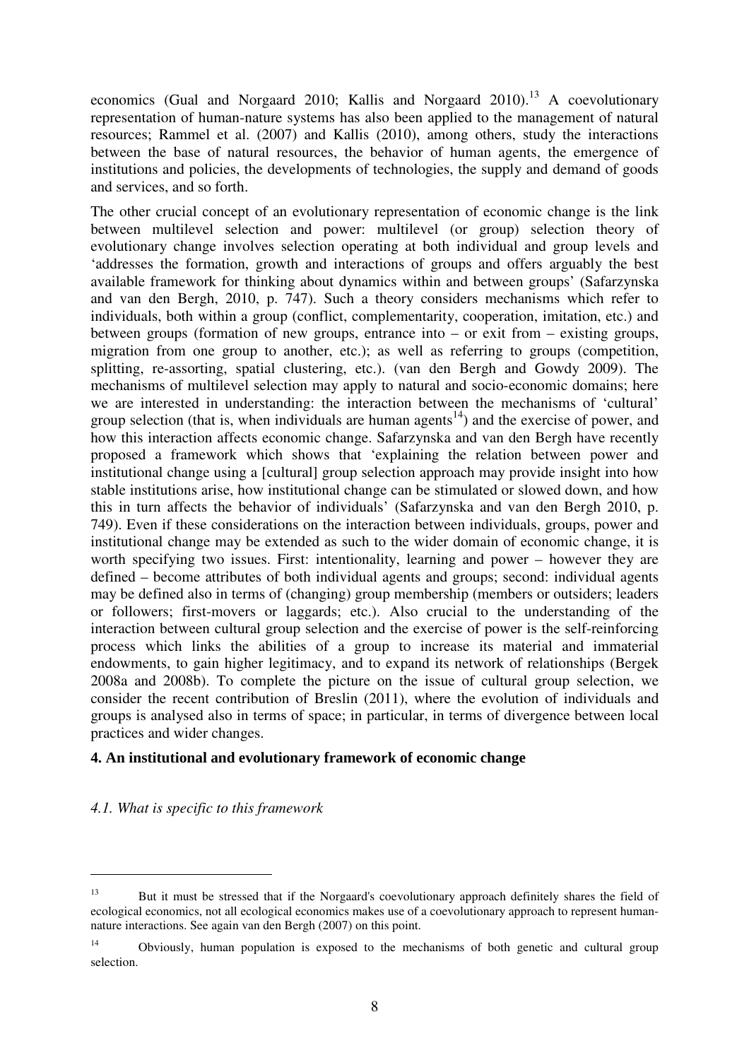economics (Gual and Norgaard 2010; Kallis and Norgaard 2010).[13] A coevolutionary representation of human-nature systems has also been applied to the management of natural resources; Rammel et al. (2007) and Kallis (2010), among others, study the interactions between the base of natural resources, the behavior of human agents, the emergence of institutions and policies, the developments of technologies, the supply and demand of goods and services, and so forth.

The other crucial concept of an evolutionary representation of economic change is the link between multilevel selection and power: multilevel (or group) selection theory of evolutionary change involves selection operating at both individual and group levels and 'addresses the formation, growth and interactions of groups and offers arguably the best available framework for thinking about dynamics within and between groups' (Safarzynska and van den Bergh, 2010, p. 747). Such a theory considers mechanisms which refer to individuals, both within a group (conflict, complementarity, cooperation, imitation, etc.) and between groups (formation of new groups, entrance into – or exit from – existing groups, migration from one group to another, etc.); as well as referring to groups (competition, splitting, re-assorting, spatial clustering, etc.). (van den Bergh and Gowdy 2009). The mechanisms of multilevel selection may apply to natural and socio-economic domains; here we are interested in understanding: the interaction between the mechanisms of 'cultural' group selection (that is, when individuals are human agents[14]) and the exercise of power, and how this interaction affects economic change. Safarzynska and van den Bergh have recently proposed a framework which shows that 'explaining the relation between power and institutional change using a [cultural] group selection approach may provide insight into how stable institutions arise, how institutional change can be stimulated or slowed down, and how this in turn affects the behavior of individuals' (Safarzynska and van den Bergh 2010, p. 749). Even if these considerations on the interaction between individuals, groups, power and institutional change may be extended as such to the wider domain of economic change, it is worth specifying two issues. First: intentionality, learning and power – however they are defined – become attributes of both individual agents and groups; second: individual agents may be defined also in terms of (changing) group membership (members or outsiders; leaders or followers; first-movers or laggards; etc.). Also crucial to the understanding of the interaction between cultural group selection and the exercise of power is the self-reinforcing process which links the abilities of a group to increase its material and immaterial endowments, to gain higher legitimacy, and to expand its network of relationships (Bergek 2008a and 2008b). To complete the picture on the issue of cultural group selection, we consider the recent contribution of Breslin (2011), where the evolution of individuals and groups is analysed also in terms of space; in particular, in terms of divergence between local practices and wider changes.

## 4. An institutional and evolutionary framework of economic change

### *4.1. What is specific to this framework*

---

[13] But it must be stressed that if the Norgaard's coevolutionary approach definitely shares the field of ecological economics, not all ecological economics makes use of a coevolutionary approach to represent human-nature interactions. See again van den Bergh (2007) on this point.

[14] Obviously, human population is exposed to the mechanisms of both genetic and cultural group selection.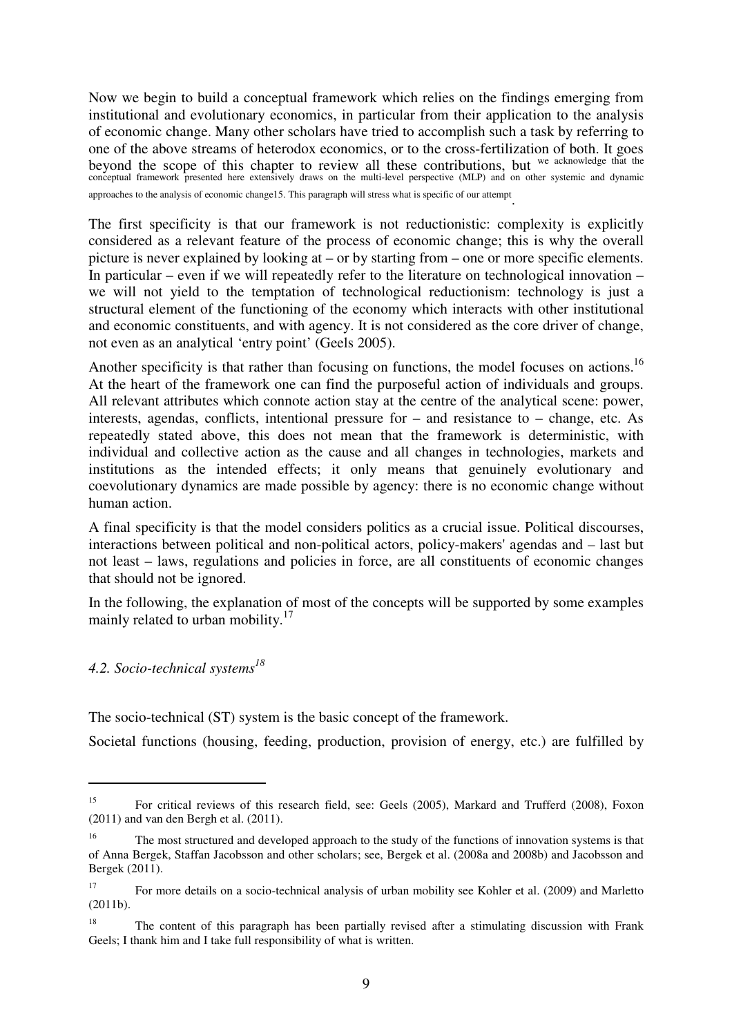Now we begin to build a conceptual framework which relies on the findings emerging from institutional and evolutionary economics, in particular from their application to the analysis of economic change. Many other scholars have tried to accomplish such a task by referring to one of the above streams of heterodox economics, or to the cross-fertilization of both. It goes beyond the scope of this chapter to review all these contributions, but we acknowledge that the conceptual framework presented here extensively draws on the multi-level perspective (MLP) and on other systemic and dynamic approaches to the analysis of economic change[15]. This paragraph will stress what is specific of our attempt.

The first specificity is that our framework is not reductionistic: complexity is explicitly considered as a relevant feature of the process of economic change; this is why the overall picture is never explained by looking at – or by starting from – one or more specific elements. In particular – even if we will repeatedly refer to the literature on technological innovation – we will not yield to the temptation of technological reductionism: technology is just a structural element of the functioning of the economy which interacts with other institutional and economic constituents, and with agency. It is not considered as the core driver of change, not even as an analytical 'entry point' (Geels 2005).

Another specificity is that rather than focusing on functions, the model focuses on actions.[16] At the heart of the framework one can find the purposeful action of individuals and groups. All relevant attributes which connote action stay at the centre of the analytical scene: power, interests, agendas, conflicts, intentional pressure for – and resistance to – change, etc. As repeatedly stated above, this does not mean that the framework is deterministic, with individual and collective action as the cause and all changes in technologies, markets and institutions as the intended effects; it only means that genuinely evolutionary and coevolutionary dynamics are made possible by agency: there is no economic change without human action.

A final specificity is that the model considers politics as a crucial issue. Political discourses, interactions between political and non-political actors, policy-makers' agendas and – last but not least – laws, regulations and policies in force, are all constituents of economic changes that should not be ignored.

In the following, the explanation of most of the concepts will be supported by some examples mainly related to urban mobility.[17]

### *4.2. Socio-technical systems*[18]

The socio-technical (ST) system is the basic concept of the framework.

Societal functions (housing, feeding, production, provision of energy, etc.) are fulfilled by

---

[15] For critical reviews of this research field, see: Geels (2005), Markard and Trufferd (2008), Foxon (2011) and van den Bergh et al. (2011).

[16] The most structured and developed approach to the study of the functions of innovation systems is that of Anna Bergek, Staffan Jacobsson and other scholars; see, Bergek et al. (2008a and 2008b) and Jacobsson and Bergek (2011).

[17] For more details on a socio-technical analysis of urban mobility see Kohler et al. (2009) and Marletto (2011b).

[18] The content of this paragraph has been partially revised after a stimulating discussion with Frank Geels; I thank him and I take full responsibility of what is written.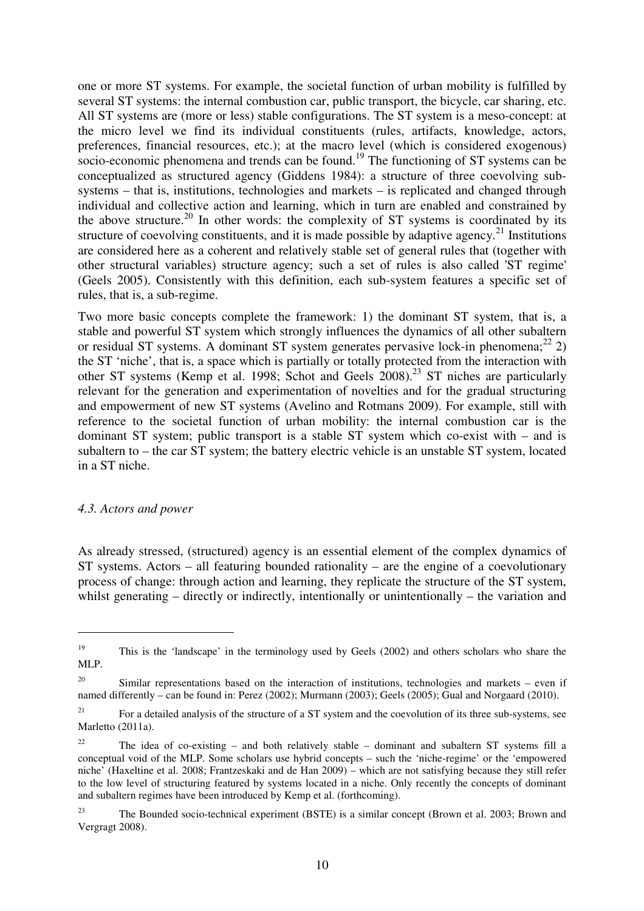one or more ST systems. For example, the societal function of urban mobility is fulfilled by several ST systems: the internal combustion car, public transport, the bicycle, car sharing, etc. All ST systems are (more or less) stable configurations. The ST system is a meso-concept: at the micro level we find its individual constituents (rules, artifacts, knowledge, actors, preferences, financial resources, etc.); at the macro level (which is considered exogenous) socio-economic phenomena and trends can be found.[19] The functioning of ST systems can be conceptualized as structured agency (Giddens 1984): a structure of three coevolving sub-systems – that is, institutions, technologies and markets – is replicated and changed through individual and collective action and learning, which in turn are enabled and constrained by the above structure.[20] In other words: the complexity of ST systems is coordinated by its structure of coevolving constituents, and it is made possible by adaptive agency.[21] Institutions are considered here as a coherent and relatively stable set of general rules that (together with other structural variables) structure agency; such a set of rules is also called 'ST regime' (Geels 2005). Consistently with this definition, each sub-system features a specific set of rules, that is, a sub-regime.

Two more basic concepts complete the framework: 1) the dominant ST system, that is, a stable and powerful ST system which strongly influences the dynamics of all other subaltern or residual ST systems. A dominant ST system generates pervasive lock-in phenomena;[22] 2) the ST 'niche', that is, a space which is partially or totally protected from the interaction with other ST systems (Kemp et al. 1998; Schot and Geels 2008).[23] ST niches are particularly relevant for the generation and experimentation of novelties and for the gradual structuring and empowerment of new ST systems (Avelino and Rotmans 2009). For example, still with reference to the societal function of urban mobility: the internal combustion car is the dominant ST system; public transport is a stable ST system which co-exist with – and is subaltern to – the car ST system; the battery electric vehicle is an unstable ST system, located in a ST niche.

### *4.3. Actors and power*

As already stressed, (structured) agency is an essential element of the complex dynamics of ST systems. Actors – all featuring bounded rationality – are the engine of a coevolutionary process of change: through action and learning, they replicate the structure of the ST system, whilst generating – directly or indirectly, intentionally or unintentionally – the variation and

---

[19] This is the 'landscape' in the terminology used by Geels (2002) and others scholars who share the MLP.

[20] Similar representations based on the interaction of institutions, technologies and markets – even if named differently – can be found in: Perez (2002); Murmann (2003); Geels (2005); Gual and Norgaard (2010).

[21] For a detailed analysis of the structure of a ST system and the coevolution of its three sub-systems, see Marletto (2011a).

[22] The idea of co-existing – and both relatively stable – dominant and subaltern ST systems fill a conceptual void of the MLP. Some scholars use hybrid concepts – such the 'niche-regime' or the 'empowered niche' (Haxeltine et al. 2008; Frantzeskaki and de Han 2009) – which are not satisfying because they still refer to the low level of structuring featured by systems located in a niche. Only recently the concepts of dominant and subaltern regimes have been introduced by Kemp et al. (forthcoming).

[23] The Bounded socio-technical experiment (BSTE) is a similar concept (Brown et al. 2003; Brown and Vergragt 2008).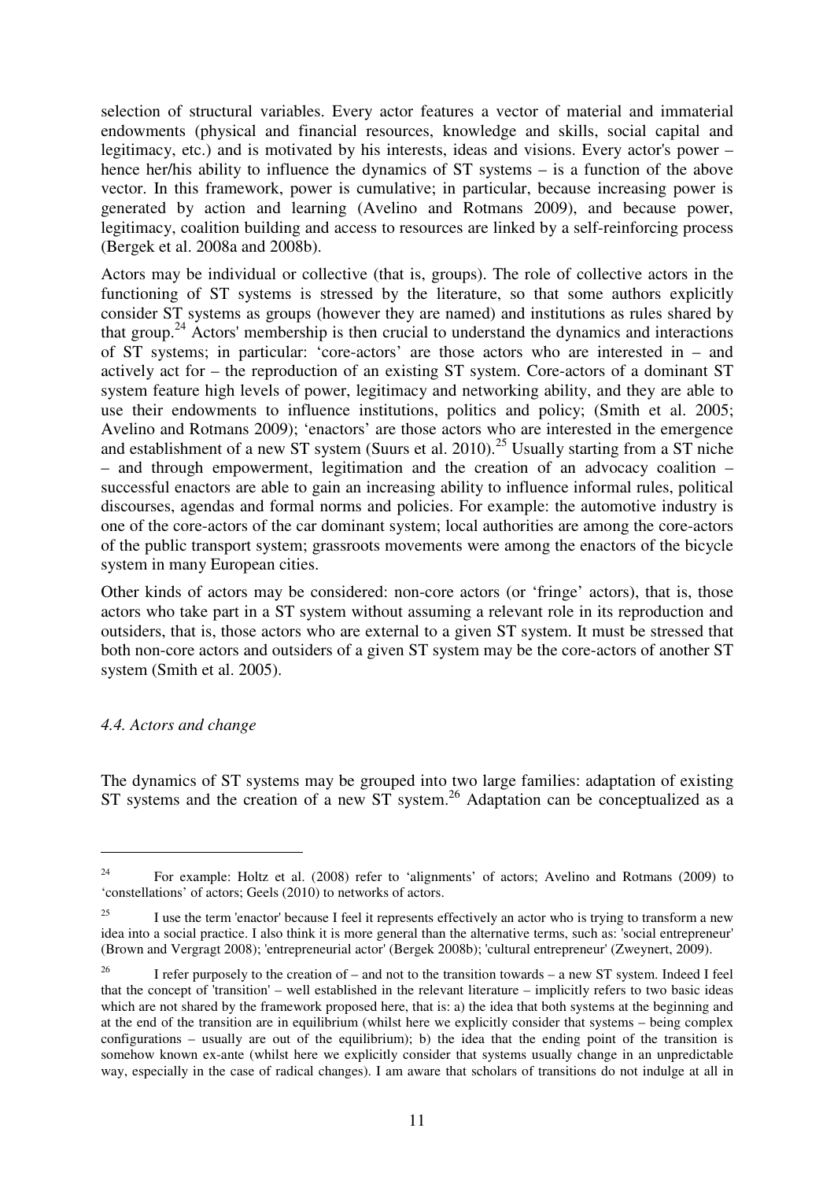selection of structural variables. Every actor features a vector of material and immaterial endowments (physical and financial resources, knowledge and skills, social capital and legitimacy, etc.) and is motivated by his interests, ideas and visions. Every actor's power – hence her/his ability to influence the dynamics of ST systems – is a function of the above vector. In this framework, power is cumulative; in particular, because increasing power is generated by action and learning (Avelino and Rotmans 2009), and because power, legitimacy, coalition building and access to resources are linked by a self-reinforcing process (Bergek et al. 2008a and 2008b).

Actors may be individual or collective (that is, groups). The role of collective actors in the functioning of ST systems is stressed by the literature, so that some authors explicitly consider ST systems as groups (however they are named) and institutions as rules shared by that group.[24] Actors' membership is then crucial to understand the dynamics and interactions of ST systems; in particular: 'core-actors' are those actors who are interested in – and actively act for – the reproduction of an existing ST system. Core-actors of a dominant ST system feature high levels of power, legitimacy and networking ability, and they are able to use their endowments to influence institutions, politics and policy; (Smith et al. 2005; Avelino and Rotmans 2009); 'enactors' are those actors who are interested in the emergence and establishment of a new ST system (Suurs et al. 2010).[25] Usually starting from a ST niche – and through empowerment, legitimation and the creation of an advocacy coalition – successful enactors are able to gain an increasing ability to influence informal rules, political discourses, agendas and formal norms and policies. For example: the automotive industry is one of the core-actors of the car dominant system; local authorities are among the core-actors of the public transport system; grassroots movements were among the enactors of the bicycle system in many European cities.

Other kinds of actors may be considered: non-core actors (or 'fringe' actors), that is, those actors who take part in a ST system without assuming a relevant role in its reproduction and outsiders, that is, those actors who are external to a given ST system. It must be stressed that both non-core actors and outsiders of a given ST system may be the core-actors of another ST system (Smith et al. 2005).

### *4.4. Actors and change*

The dynamics of ST systems may be grouped into two large families: adaptation of existing ST systems and the creation of a new ST system.[26] Adaptation can be conceptualized as a

---

[24] For example: Holtz et al. (2008) refer to 'alignments' of actors; Avelino and Rotmans (2009) to 'constellations' of actors; Geels (2010) to networks of actors.

[25] I use the term 'enactor' because I feel it represents effectively an actor who is trying to transform a new idea into a social practice. I also think it is more general than the alternative terms, such as: 'social entrepreneur' (Brown and Vergragt 2008); 'entrepreneurial actor' (Bergek 2008b); 'cultural entrepreneur' (Zweynert, 2009).

[26] I refer purposely to the creation of – and not to the transition towards – a new ST system. Indeed I feel that the concept of 'transition' – well established in the relevant literature – implicitly refers to two basic ideas which are not shared by the framework proposed here, that is: a) the idea that both systems at the beginning and at the end of the transition are in equilibrium (whilst here we explicitly consider that systems – being complex configurations – usually are out of the equilibrium); b) the idea that the ending point of the transition is somehow known ex-ante (whilst here we explicitly consider that systems usually change in an unpredictable way, especially in the case of radical changes). I am aware that scholars of transitions do not indulge at all in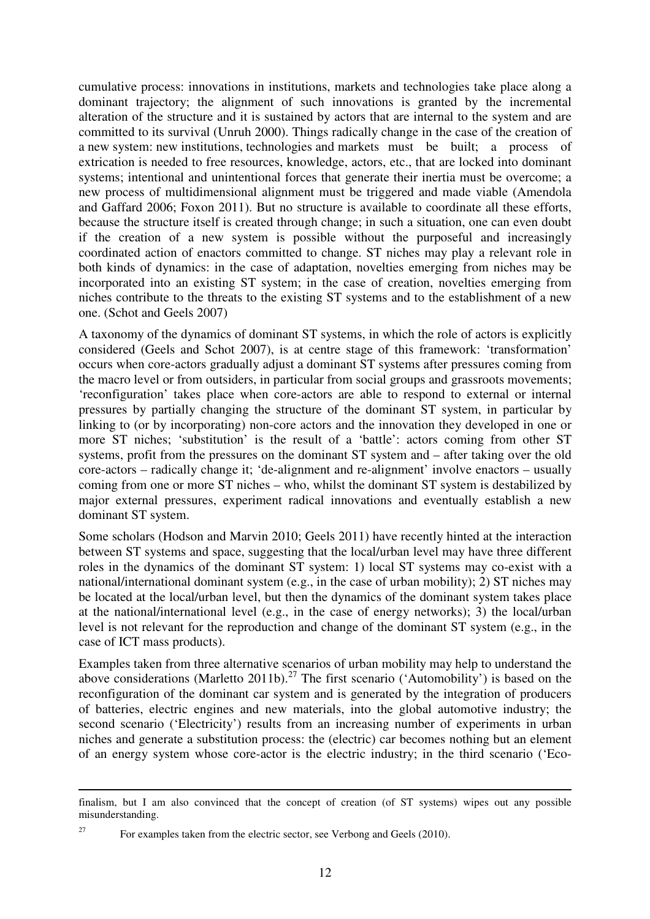cumulative process: innovations in institutions, markets and technologies take place along a dominant trajectory; the alignment of such innovations is granted by the incremental alteration of the structure and it is sustained by actors that are internal to the system and are committed to its survival (Unruh 2000). Things radically change in the case of the creation of a new system: new institutions, technologies and markets must be built; a process of extrication is needed to free resources, knowledge, actors, etc., that are locked into dominant systems; intentional and unintentional forces that generate their inertia must be overcome; a new process of multidimensional alignment must be triggered and made viable (Amendola and Gaffard 2006; Foxon 2011). But no structure is available to coordinate all these efforts, because the structure itself is created through change; in such a situation, one can even doubt if the creation of a new system is possible without the purposeful and increasingly coordinated action of enactors committed to change. ST niches may play a relevant role in both kinds of dynamics: in the case of adaptation, novelties emerging from niches may be incorporated into an existing ST system; in the case of creation, novelties emerging from niches contribute to the threats to the existing ST systems and to the establishment of a new one. (Schot and Geels 2007)

A taxonomy of the dynamics of dominant ST systems, in which the role of actors is explicitly considered (Geels and Schot 2007), is at centre stage of this framework: 'transformation' occurs when core-actors gradually adjust a dominant ST systems after pressures coming from the macro level or from outsiders, in particular from social groups and grassroots movements; 'reconfiguration' takes place when core-actors are able to respond to external or internal pressures by partially changing the structure of the dominant ST system, in particular by linking to (or by incorporating) non-core actors and the innovation they developed in one or more ST niches; 'substitution' is the result of a 'battle': actors coming from other ST systems, profit from the pressures on the dominant ST system and – after taking over the old core-actors – radically change it; 'de-alignment and re-alignment' involve enactors – usually coming from one or more ST niches – who, whilst the dominant ST system is destabilized by major external pressures, experiment radical innovations and eventually establish a new dominant ST system.

Some scholars (Hodson and Marvin 2010; Geels 2011) have recently hinted at the interaction between ST systems and space, suggesting that the local/urban level may have three different roles in the dynamics of the dominant ST system: 1) local ST systems may co-exist with a national/international dominant system (e.g., in the case of urban mobility); 2) ST niches may be located at the local/urban level, but then the dynamics of the dominant system takes place at the national/international level (e.g., in the case of energy networks); 3) the local/urban level is not relevant for the reproduction and change of the dominant ST system (e.g., in the case of ICT mass products).

Examples taken from three alternative scenarios of urban mobility may help to understand the above considerations (Marletto 2011b).[27] The first scenario ('Automobility') is based on the reconfiguration of the dominant car system and is generated by the integration of producers of batteries, electric engines and new materials, into the global automotive industry; the second scenario ('Electricity') results from an increasing number of experiments in urban niches and generate a substitution process: the (electric) car becomes nothing but an element of an energy system whose core-actor is the electric industry; in the third scenario ('Eco-

---

finalism, but I am also convinced that the concept of creation (of ST systems) wipes out any possible misunderstanding.

[27] For examples taken from the electric sector, see Verbong and Geels (2010).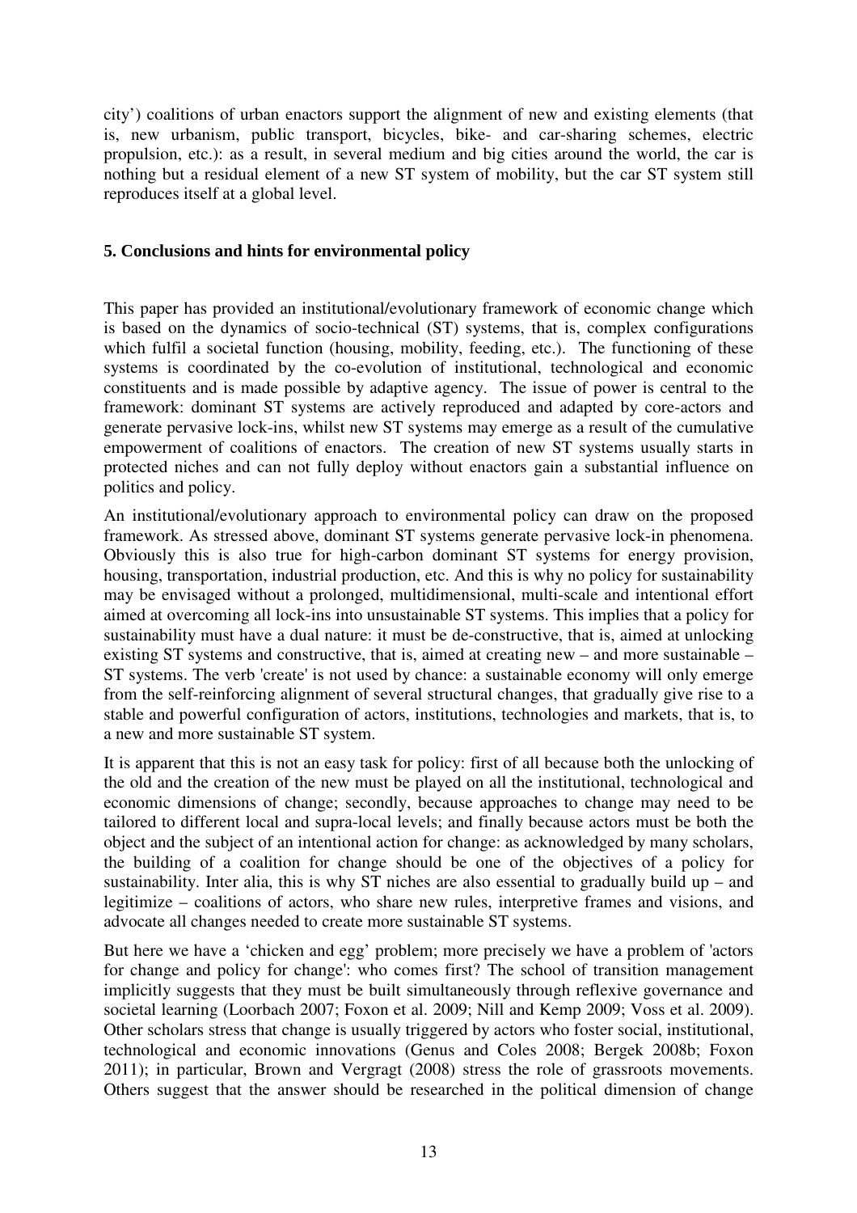city') coalitions of urban enactors support the alignment of new and existing elements (that is, new urbanism, public transport, bicycles, bike- and car-sharing schemes, electric propulsion, etc.): as a result, in several medium and big cities around the world, the car is nothing but a residual element of a new ST system of mobility, but the car ST system still reproduces itself at a global level.

## 5. Conclusions and hints for environmental policy

This paper has provided an institutional/evolutionary framework of economic change which is based on the dynamics of socio-technical (ST) systems, that is, complex configurations which fulfil a societal function (housing, mobility, feeding, etc.). The functioning of these systems is coordinated by the co-evolution of institutional, technological and economic constituents and is made possible by adaptive agency. The issue of power is central to the framework: dominant ST systems are actively reproduced and adapted by core-actors and generate pervasive lock-ins, whilst new ST systems may emerge as a result of the cumulative empowerment of coalitions of enactors. The creation of new ST systems usually starts in protected niches and can not fully deploy without enactors gain a substantial influence on politics and policy.

An institutional/evolutionary approach to environmental policy can draw on the proposed framework. As stressed above, dominant ST systems generate pervasive lock-in phenomena. Obviously this is also true for high-carbon dominant ST systems for energy provision, housing, transportation, industrial production, etc. And this is why no policy for sustainability may be envisaged without a prolonged, multidimensional, multi-scale and intentional effort aimed at overcoming all lock-ins into unsustainable ST systems. This implies that a policy for sustainability must have a dual nature: it must be de-constructive, that is, aimed at unlocking existing ST systems and constructive, that is, aimed at creating new – and more sustainable – ST systems. The verb 'create' is not used by chance: a sustainable economy will only emerge from the self-reinforcing alignment of several structural changes, that gradually give rise to a stable and powerful configuration of actors, institutions, technologies and markets, that is, to a new and more sustainable ST system.

It is apparent that this is not an easy task for policy: first of all because both the unlocking of the old and the creation of the new must be played on all the institutional, technological and economic dimensions of change; secondly, because approaches to change may need to be tailored to different local and supra-local levels; and finally because actors must be both the object and the subject of an intentional action for change: as acknowledged by many scholars, the building of a coalition for change should be one of the objectives of a policy for sustainability. Inter alia, this is why ST niches are also essential to gradually build up – and legitimize – coalitions of actors, who share new rules, interpretive frames and visions, and advocate all changes needed to create more sustainable ST systems.

But here we have a 'chicken and egg' problem; more precisely we have a problem of 'actors for change and policy for change': who comes first? The school of transition management implicitly suggests that they must be built simultaneously through reflexive governance and societal learning (Loorbach 2007; Foxon et al. 2009; Nill and Kemp 2009; Voss et al. 2009). Other scholars stress that change is usually triggered by actors who foster social, institutional, technological and economic innovations (Genus and Coles 2008; Bergek 2008b; Foxon 2011); in particular, Brown and Vergragt (2008) stress the role of grassroots movements. Others suggest that the answer should be researched in the political dimension of change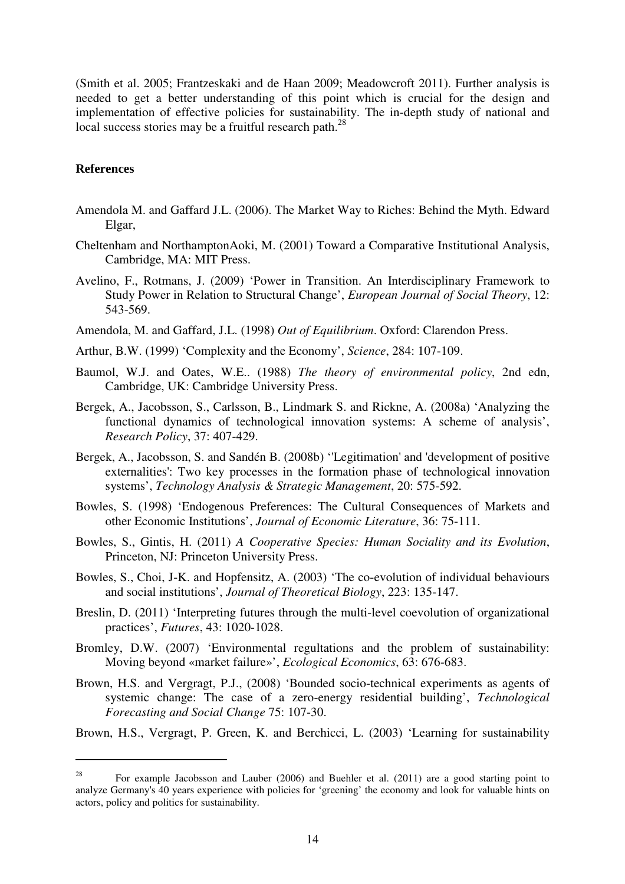(Smith et al. 2005; Frantzeskaki and de Haan 2009; Meadowcroft 2011). Further analysis is needed to get a better understanding of this point which is crucial for the design and implementation of effective policies for sustainability. The in-depth study of national and local success stories may be a fruitful research path.[28]

## References

Amendola M. and Gaffard J.L. (2006). The Market Way to Riches: Behind the Myth. Edward Elgar,

Cheltenham and NorthamptonAoki, M. (2001) Toward a Comparative Institutional Analysis, Cambridge, MA: MIT Press.

Avelino, F., Rotmans, J. (2009) 'Power in Transition. An Interdisciplinary Framework to Study Power in Relation to Structural Change', *European Journal of Social Theory*, 12: 543-569.

Amendola, M. and Gaffard, J.L. (1998) *Out of Equilibrium*. Oxford: Clarendon Press.

Arthur, B.W. (1999) 'Complexity and the Economy', *Science*, 284: 107-109.

Baumol, W.J. and Oates, W.E.. (1988) *The theory of environmental policy*, 2nd edn, Cambridge, UK: Cambridge University Press.

Bergek, A., Jacobsson, S., Carlsson, B., Lindmark S. and Rickne, A. (2008a) 'Analyzing the functional dynamics of technological innovation systems: A scheme of analysis', *Research Policy*, 37: 407-429.

Bergek, A., Jacobsson, S. and Sandén B. (2008b) ''Legitimation' and 'development of positive externalities': Two key processes in the formation phase of technological innovation systems', *Technology Analysis & Strategic Management*, 20: 575-592.

Bowles, S. (1998) 'Endogenous Preferences: The Cultural Consequences of Markets and other Economic Institutions', *Journal of Economic Literature*, 36: 75-111.

Bowles, S., Gintis, H. (2011) *A Cooperative Species: Human Sociality and its Evolution*, Princeton, NJ: Princeton University Press.

Bowles, S., Choi, J-K. and Hopfensitz, A. (2003) 'The co-evolution of individual behaviours and social institutions', *Journal of Theoretical Biology*, 223: 135-147.

Breslin, D. (2011) 'Interpreting futures through the multi-level coevolution of organizational practices', *Futures*, 43: 1020-1028.

Bromley, D.W. (2007) 'Environmental regultations and the problem of sustainability: Moving beyond «market failure»', *Ecological Economics*, 63: 676-683.

Brown, H.S. and Vergragt, P.J., (2008) 'Bounded socio-technical experiments as agents of systemic change: The case of a zero-energy residential building', *Technological Forecasting and Social Change* 75: 107-30.

Brown, H.S., Vergragt, P. Green, K. and Berchicci, L. (2003) 'Learning for sustainability

---

[28] For example Jacobsson and Lauber (2006) and Buehler et al. (2011) are a good starting point to analyze Germany's 40 years experience with policies for 'greening' the economy and look for valuable hints on actors, policy and politics for sustainability.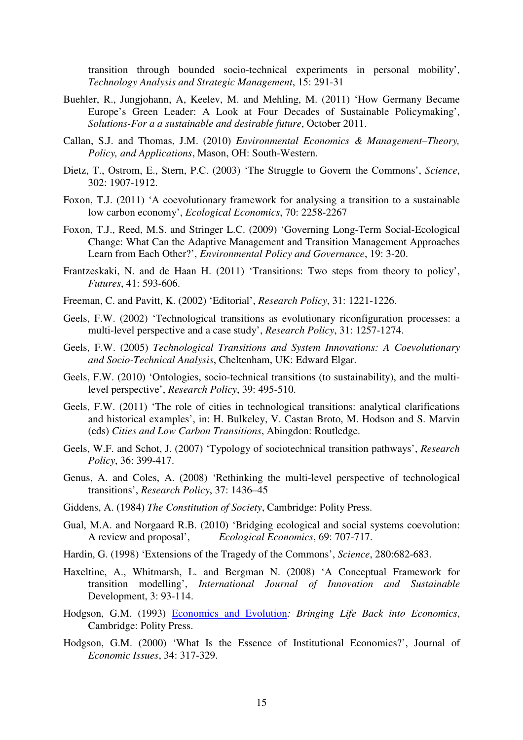transition through bounded socio-technical experiments in personal mobility', *Technology Analysis and Strategic Management*, 15: 291-31

Buehler, R., Jungjohann, A, Keelev, M. and Mehling, M. (2011) 'How Germany Became Europe's Green Leader: A Look at Four Decades of Sustainable Policymaking', *Solutions-For a a sustainable and desirable future*, October 2011.

Callan, S.J. and Thomas, J.M. (2010) *Environmental Economics & Management–Theory, Policy, and Applications*, Mason, OH: South-Western.

Dietz, T., Ostrom, E., Stern, P.C. (2003) 'The Struggle to Govern the Commons', *Science*, 302: 1907-1912.

Foxon, T.J. (2011) 'A coevolutionary framework for analysing a transition to a sustainable low carbon economy', *Ecological Economics*, 70: 2258-2267

Foxon, T.J., Reed, M.S. and Stringer L.C. (2009) 'Governing Long-Term Social-Ecological Change: What Can the Adaptive Management and Transition Management Approaches Learn from Each Other?', *Environmental Policy and Governance*, 19: 3-20.

Frantzeskaki, N. and de Haan H. (2011) 'Transitions: Two steps from theory to policy', *Futures*, 41: 593-606.

Freeman, C. and Pavitt, K. (2002) 'Editorial', *Research Policy*, 31: 1221-1226.

Geels, F.W. (2002) 'Technological transitions as evolutionary riconfiguration processes: a multi-level perspective and a case study', *Research Policy*, 31: 1257-1274.

Geels, F.W. (2005) *Technological Transitions and System Innovations: A Coevolutionary and Socio-Technical Analysis*, Cheltenham, UK: Edward Elgar.

Geels, F.W. (2010) 'Ontologies, socio-technical transitions (to sustainability), and the multi-level perspective', *Research Policy*, 39: 495-510.

Geels, F.W. (2011) 'The role of cities in technological transitions: analytical clarifications and historical examples', in: H. Bulkeley, V. Castan Broto, M. Hodson and S. Marvin (eds) *Cities and Low Carbon Transitions*, Abingdon: Routledge.

Geels, W.F. and Schot, J. (2007) 'Typology of sociotechnical transition pathways', *Research Policy*, 36: 399-417.

Genus, A. and Coles, A. (2008) 'Rethinking the multi-level perspective of technological transitions', *Research Policy*, 37: 1436–45

Giddens, A. (1984) *The Constitution of Society*, Cambridge: Polity Press.

Gual, M.A. and Norgaard R.B. (2010) 'Bridging ecological and social systems coevolution: A review and proposal', *Ecological Economics*, 69: 707-717.

Hardin, G. (1998) 'Extensions of the Tragedy of the Commons', *Science*, 280:682-683.

Haxeltine, A., Whitmarsh, L. and Bergman N. (2008) 'A Conceptual Framework for transition modelling', *International Journal of Innovation and Sustainable* Development, 3: 93-114.

Hodgson, G.M. (1993) Economics and Evolution*: Bringing Life Back into Economics*, Cambridge: Polity Press.

Hodgson, G.M. (2000) 'What Is the Essence of Institutional Economics?', Journal of *Economic Issues*, 34: 317-329.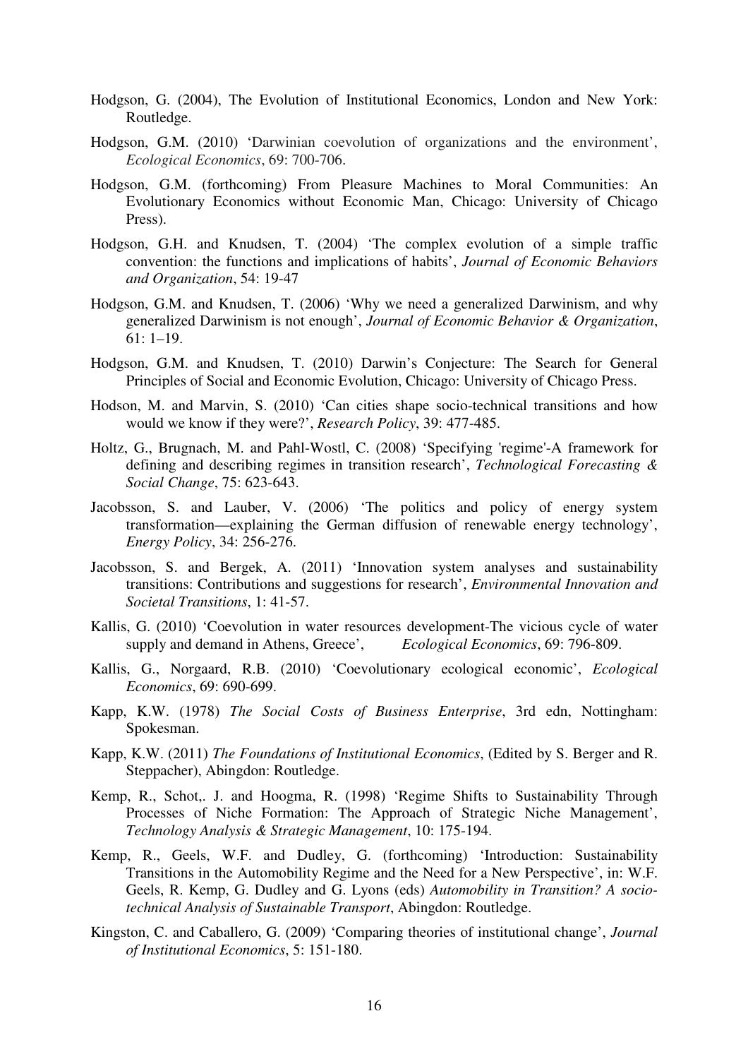Hodgson, G. (2004), The Evolution of Institutional Economics, London and New York: Routledge.

Hodgson, G.M. (2010) 'Darwinian coevolution of organizations and the environment', *Ecological Economics*, 69: 700-706.

Hodgson, G.M. (forthcoming) From Pleasure Machines to Moral Communities: An Evolutionary Economics without Economic Man, Chicago: University of Chicago Press).

Hodgson, G.H. and Knudsen, T. (2004) 'The complex evolution of a simple traffic convention: the functions and implications of habits', *Journal of Economic Behaviors and Organization*, 54: 19-47

Hodgson, G.M. and Knudsen, T. (2006) 'Why we need a generalized Darwinism, and why generalized Darwinism is not enough', *Journal of Economic Behavior & Organization*, 61: 1–19.

Hodgson, G.M. and Knudsen, T. (2010) Darwin's Conjecture: The Search for General Principles of Social and Economic Evolution, Chicago: University of Chicago Press.

Hodson, M. and Marvin, S. (2010) 'Can cities shape socio-technical transitions and how would we know if they were?', *Research Policy*, 39: 477-485.

Holtz, G., Brugnach, M. and Pahl-Wostl, C. (2008) 'Specifying 'regime'-A framework for defining and describing regimes in transition research', *Technological Forecasting & Social Change*, 75: 623-643.

Jacobsson, S. and Lauber, V. (2006) 'The politics and policy of energy system transformation—explaining the German diffusion of renewable energy technology', *Energy Policy*, 34: 256-276.

Jacobsson, S. and Bergek, A. (2011) 'Innovation system analyses and sustainability transitions: Contributions and suggestions for research', *Environmental Innovation and Societal Transitions*, 1: 41-57.

Kallis, G. (2010) 'Coevolution in water resources development-The vicious cycle of water supply and demand in Athens, Greece', *Ecological Economics*, 69: 796-809.

Kallis, G., Norgaard, R.B. (2010) 'Coevolutionary ecological economic', *Ecological Economics*, 69: 690-699.

Kapp, K.W. (1978) *The Social Costs of Business Enterprise*, 3rd edn, Nottingham: Spokesman.

Kapp, K.W. (2011) *The Foundations of Institutional Economics*, (Edited by S. Berger and R. Steppacher), Abingdon: Routledge.

Kemp, R., Schot,. J. and Hoogma, R. (1998) 'Regime Shifts to Sustainability Through Processes of Niche Formation: The Approach of Strategic Niche Management', *Technology Analysis & Strategic Management*, 10: 175-194.

Kemp, R., Geels, W.F. and Dudley, G. (forthcoming) 'Introduction: Sustainability Transitions in the Automobility Regime and the Need for a New Perspective', in: W.F. Geels, R. Kemp, G. Dudley and G. Lyons (eds) *Automobility in Transition? A socio-technical Analysis of Sustainable Transport*, Abingdon: Routledge.

Kingston, C. and Caballero, G. (2009) 'Comparing theories of institutional change', *Journal of Institutional Economics*, 5: 151-180.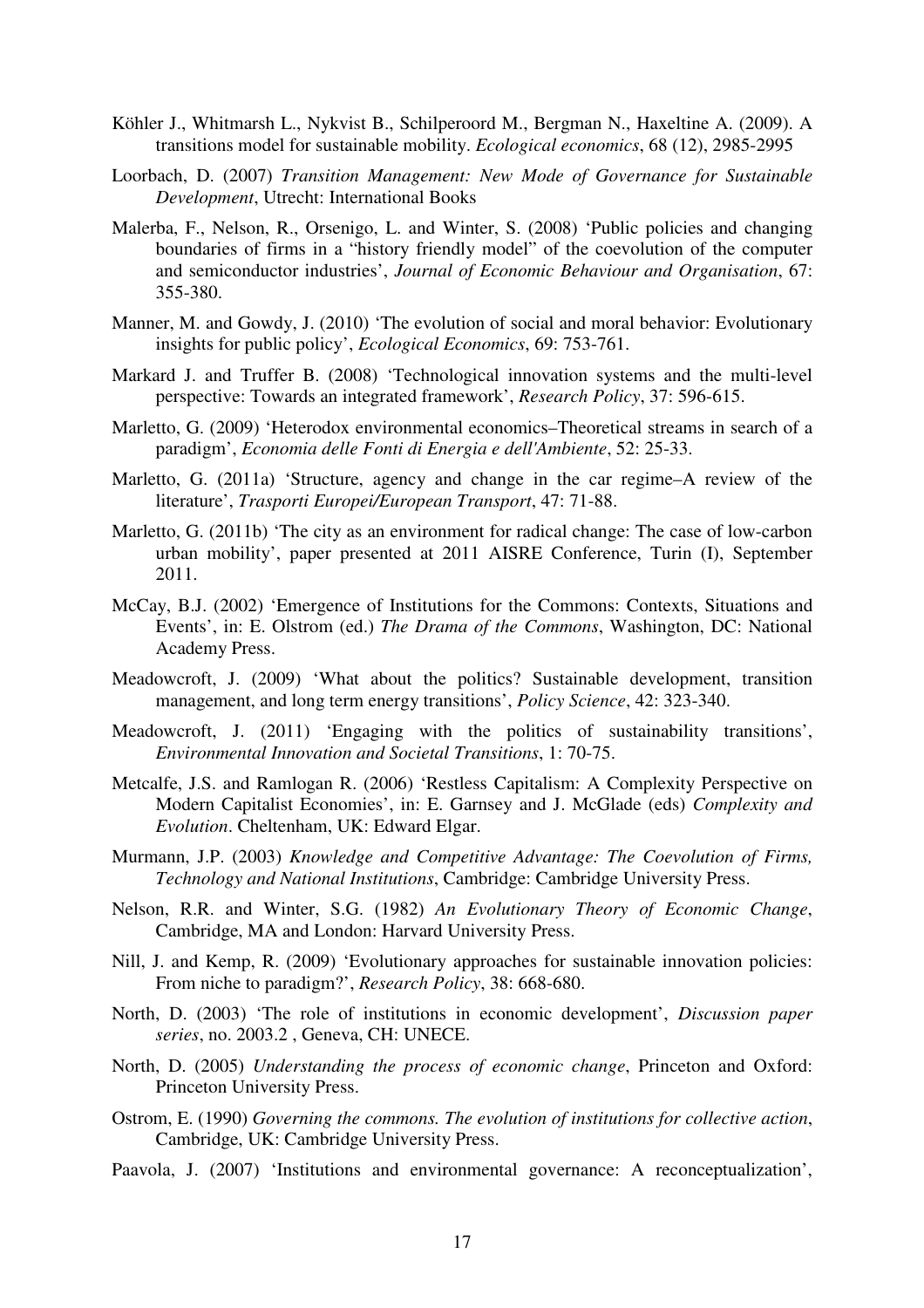Köhler J., Whitmarsh L., Nykvist B., Schilperoord M., Bergman N., Haxeltine A. (2009). A transitions model for sustainable mobility. *Ecological economics*, 68 (12), 2985-2995

Loorbach, D. (2007) *Transition Management: New Mode of Governance for Sustainable Development*, Utrecht: International Books

Malerba, F., Nelson, R., Orsenigo, L. and Winter, S. (2008) 'Public policies and changing boundaries of firms in a "history friendly model" of the coevolution of the computer and semiconductor industries', *Journal of Economic Behaviour and Organisation*, 67: 355-380.

Manner, M. and Gowdy, J. (2010) 'The evolution of social and moral behavior: Evolutionary insights for public policy', *Ecological Economics*, 69: 753-761.

Markard J. and Truffer B. (2008) 'Technological innovation systems and the multi-level perspective: Towards an integrated framework', *Research Policy*, 37: 596-615.

Marletto, G. (2009) 'Heterodox environmental economics–Theoretical streams in search of a paradigm', *Economia delle Fonti di Energia e dell'Ambiente*, 52: 25-33.

Marletto, G. (2011a) 'Structure, agency and change in the car regime–A review of the literature', *Trasporti Europei/European Transport*, 47: 71-88.

Marletto, G. (2011b) 'The city as an environment for radical change: The case of low-carbon urban mobility', paper presented at 2011 AISRE Conference, Turin (I), September 2011.

McCay, B.J. (2002) 'Emergence of Institutions for the Commons: Contexts, Situations and Events', in: E. Olstrom (ed.) *The Drama of the Commons*, Washington, DC: National Academy Press.

Meadowcroft, J. (2009) 'What about the politics? Sustainable development, transition management, and long term energy transitions', *Policy Science*, 42: 323-340.

Meadowcroft, J. (2011) 'Engaging with the politics of sustainability transitions', *Environmental Innovation and Societal Transitions*, 1: 70-75.

Metcalfe, J.S. and Ramlogan R. (2006) 'Restless Capitalism: A Complexity Perspective on Modern Capitalist Economies', in: E. Garnsey and J. McGlade (eds) *Complexity and Evolution*. Cheltenham, UK: Edward Elgar.

Murmann, J.P. (2003) *Knowledge and Competitive Advantage: The Coevolution of Firms, Technology and National Institutions*, Cambridge: Cambridge University Press.

Nelson, R.R. and Winter, S.G. (1982) *An Evolutionary Theory of Economic Change*, Cambridge, MA and London: Harvard University Press.

Nill, J. and Kemp, R. (2009) 'Evolutionary approaches for sustainable innovation policies: From niche to paradigm?', *Research Policy*, 38: 668-680.

North, D. (2003) 'The role of institutions in economic development', *Discussion paper series*, no. 2003.2 , Geneva, CH: UNECE.

North, D. (2005) *Understanding the process of economic change*, Princeton and Oxford: Princeton University Press.

Ostrom, E. (1990) *Governing the commons. The evolution of institutions for collective action*, Cambridge, UK: Cambridge University Press.

Paavola, J. (2007) 'Institutions and environmental governance: A reconceptualization',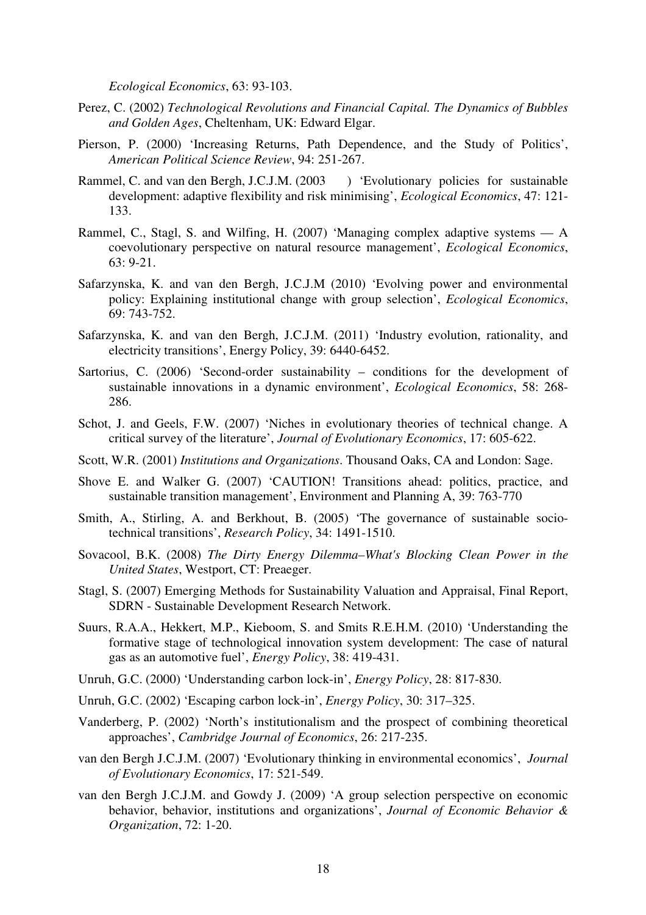*Ecological Economics*, 63: 93-103.

Perez, C. (2002) *Technological Revolutions and Financial Capital. The Dynamics of Bubbles and Golden Ages*, Cheltenham, UK: Edward Elgar.

Pierson, P. (2000) 'Increasing Returns, Path Dependence, and the Study of Politics', *American Political Science Review*, 94: 251-267.

Rammel, C. and van den Bergh, J.C.J.M. (2003 ) 'Evolutionary policies for sustainable development: adaptive flexibility and risk minimising', *Ecological Economics*, 47: 121-133.

Rammel, C., Stagl, S. and Wilfing, H. (2007) 'Managing complex adaptive systems — A coevolutionary perspective on natural resource management', *Ecological Economics*, 63: 9-21.

Safarzynska, K. and van den Bergh, J.C.J.M (2010) 'Evolving power and environmental policy: Explaining institutional change with group selection', *Ecological Economics*, 69: 743-752.

Safarzynska, K. and van den Bergh, J.C.J.M. (2011) 'Industry evolution, rationality, and electricity transitions', Energy Policy, 39: 6440-6452.

Sartorius, C. (2006) 'Second-order sustainability – conditions for the development of sustainable innovations in a dynamic environment', *Ecological Economics*, 58: 268-286.

Schot, J. and Geels, F.W. (2007) 'Niches in evolutionary theories of technical change. A critical survey of the literature', *Journal of Evolutionary Economics*, 17: 605-622.

Scott, W.R. (2001) *Institutions and Organizations*. Thousand Oaks, CA and London: Sage.

Shove E. and Walker G. (2007) 'CAUTION! Transitions ahead: politics, practice, and sustainable transition management', Environment and Planning A, 39: 763-770

Smith, A., Stirling, A. and Berkhout, B. (2005) 'The governance of sustainable socio-technical transitions', *Research Policy*, 34: 1491-1510.

Sovacool, B.K. (2008) *The Dirty Energy Dilemma–What's Blocking Clean Power in the United States*, Westport, CT: Preaeger.

Stagl, S. (2007) Emerging Methods for Sustainability Valuation and Appraisal, Final Report, SDRN - Sustainable Development Research Network.

Suurs, R.A.A., Hekkert, M.P., Kieboom, S. and Smits R.E.H.M. (2010) 'Understanding the formative stage of technological innovation system development: The case of natural gas as an automotive fuel', *Energy Policy*, 38: 419-431.

Unruh, G.C. (2000) 'Understanding carbon lock-in', *Energy Policy*, 28: 817-830.

Unruh, G.C. (2002) 'Escaping carbon lock-in', *Energy Policy*, 30: 317–325.

Vanderberg, P. (2002) 'North's institutionalism and the prospect of combining theoretical approaches', *Cambridge Journal of Economics*, 26: 217-235.

van den Bergh J.C.J.M. (2007) 'Evolutionary thinking in environmental economics', *Journal of Evolutionary Economics*, 17: 521-549.

van den Bergh J.C.J.M. and Gowdy J. (2009) 'A group selection perspective on economic behavior, behavior, institutions and organizations', *Journal of Economic Behavior & Organization*, 72: 1-20.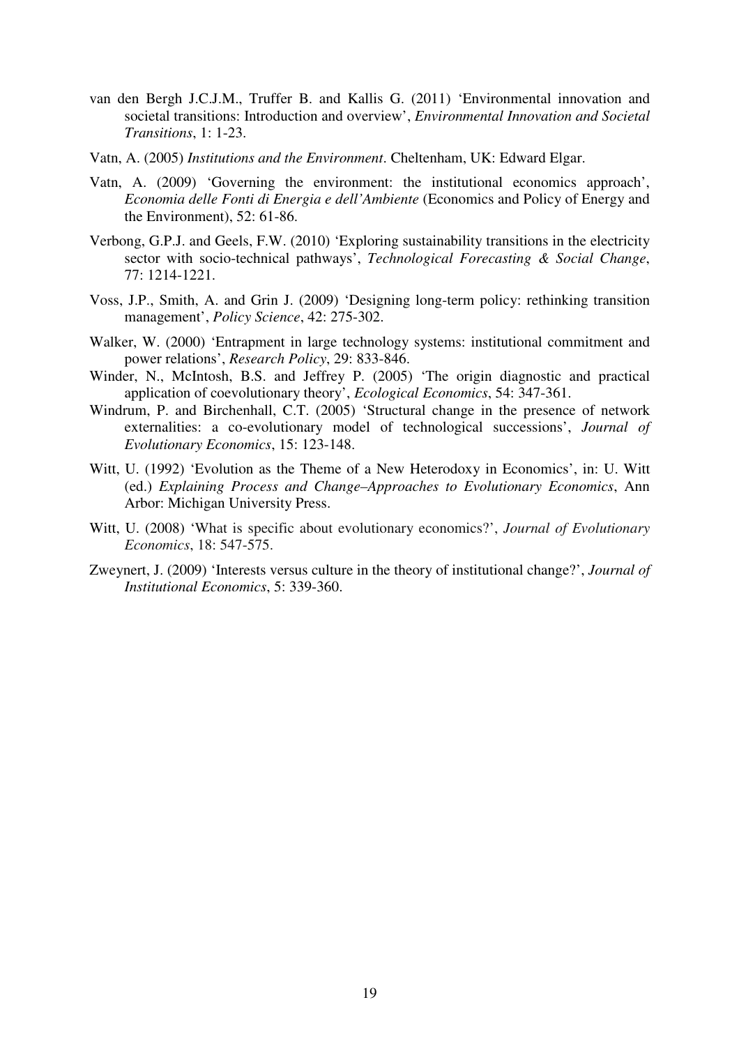van den Bergh J.C.J.M., Truffer B. and Kallis G. (2011) 'Environmental innovation and societal transitions: Introduction and overview', *Environmental Innovation and Societal Transitions*, 1: 1-23.

Vatn, A. (2005) *Institutions and the Environment*. Cheltenham, UK: Edward Elgar.

Vatn, A. (2009) 'Governing the environment: the institutional economics approach', *Economia delle Fonti di Energia e dell'Ambiente* (Economics and Policy of Energy and the Environment), 52: 61-86.

Verbong, G.P.J. and Geels, F.W. (2010) 'Exploring sustainability transitions in the electricity sector with socio-technical pathways', *Technological Forecasting & Social Change*, 77: 1214-1221.

Voss, J.P., Smith, A. and Grin J. (2009) 'Designing long-term policy: rethinking transition management', *Policy Science*, 42: 275-302.

Walker, W. (2000) 'Entrapment in large technology systems: institutional commitment and power relations', *Research Policy*, 29: 833-846.

Winder, N., McIntosh, B.S. and Jeffrey P. (2005) 'The origin diagnostic and practical application of coevolutionary theory', *Ecological Economics*, 54: 347-361.

Windrum, P. and Birchenhall, C.T. (2005) 'Structural change in the presence of network externalities: a co-evolutionary model of technological successions', *Journal of Evolutionary Economics*, 15: 123-148.

Witt, U. (1992) 'Evolution as the Theme of a New Heterodoxy in Economics', in: U. Witt (ed.) *Explaining Process and Change–Approaches to Evolutionary Economics*, Ann Arbor: Michigan University Press.

Witt, U. (2008) 'What is specific about evolutionary economics?', *Journal of Evolutionary Economics*, 18: 547-575.

Zweynert, J. (2009) 'Interests versus culture in the theory of institutional change?', *Journal of Institutional Economics*, 5: 339-360.